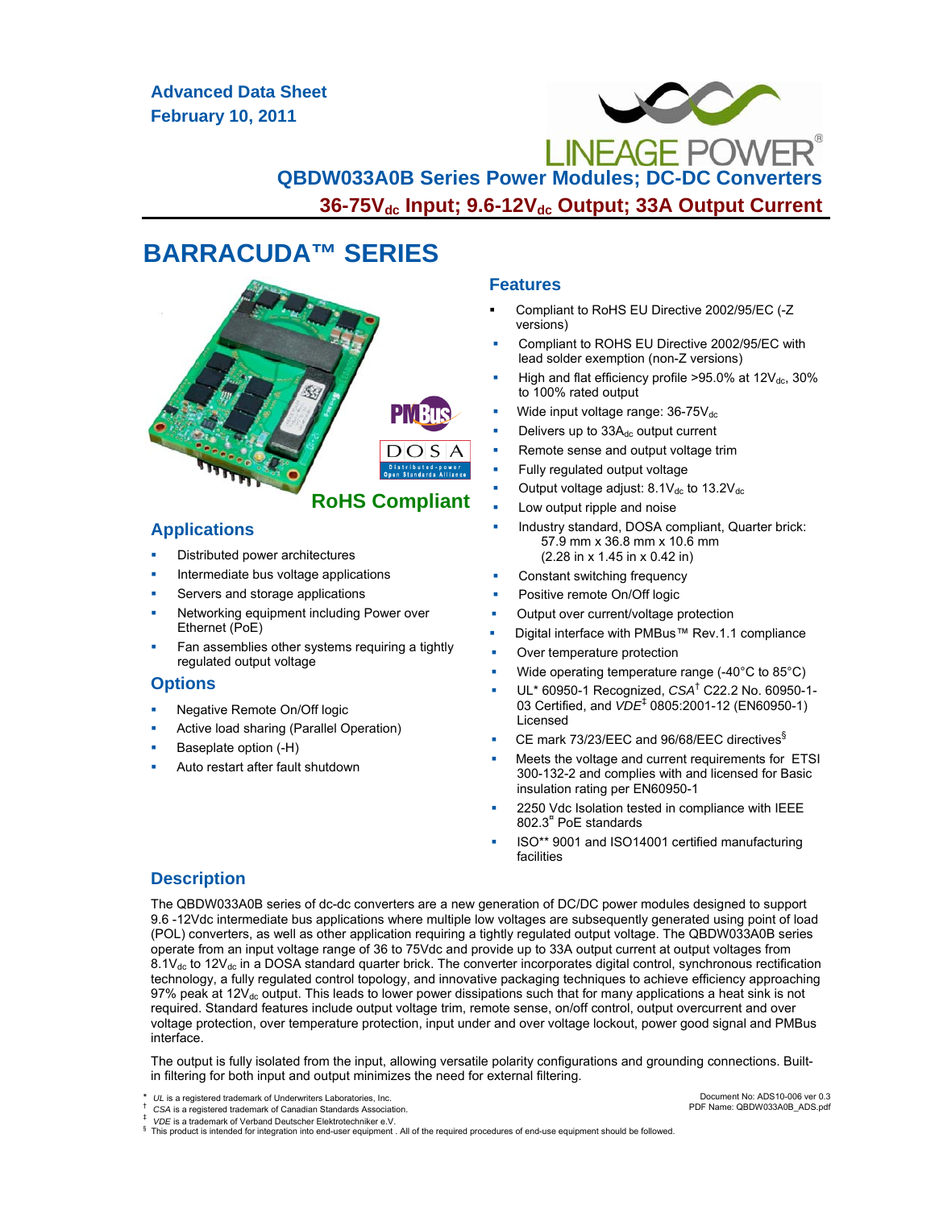**Advanced Data Sheet**
**February 10, 2011**

LINEAGE POWER®

# QBDW033A0B Series Power Modules; DC-DC Converters

## 36-75$V_{dc}$ Input; 9.6-12$V_{dc}$ Output; 33A Output Current

# BARRACUDA™ SERIES

**RoHS Compliant**

## Applications

- Distributed power architectures
- Intermediate bus voltage applications
- Servers and storage applications
- Networking equipment including Power over Ethernet (PoE)
- Fan assemblies other systems requiring a tightly regulated output voltage

## Options

- Negative Remote On/Off logic
- Active load sharing (Parallel Operation)
- Baseplate option (-H)
- Auto restart after fault shutdown

## Features

- Compliant to RoHS EU Directive 2002/95/EC (-Z versions)
- Compliant to ROHS EU Directive 2002/95/EC with lead solder exemption (non-Z versions)
- High and flat efficiency profile >95.0% at 12$V_{dc}$, 30% to 100% rated output
- Wide input voltage range: 36-75$V_{dc}$
- Delivers up to 33$A_{dc}$ output current
- Remote sense and output voltage trim
- Fully regulated output voltage
- Output voltage adjust: 8.1$V_{dc}$ to 13.2$V_{dc}$
- Low output ripple and noise
- Industry standard, DOSA compliant, Quarter brick:
  57.9 mm x 36.8 mm x 10.6 mm
  (2.28 in x 1.45 in x 0.42 in)
- Constant switching frequency
- Positive remote On/Off logic
- Output over current/voltage protection
- Digital interface with PMBus™ Rev.1.1 compliance
- Over temperature protection
- Wide operating temperature range (-40°C to 85°C)
- UL* 60950-1 Recognized, *CSA*[†] C22.2 No. 60950-1-03 Certified, and *VDE*[‡] 0805:2001-12 (EN60950-1) Licensed
- CE mark 73/23/EEC and 96/68/EEC directives[§]
- Meets the voltage and current requirements for ETSI 300-132-2 and complies with and licensed for Basic insulation rating per EN60950-1
- 2250 Vdc Isolation tested in compliance with IEEE 802.3[¤] PoE standards
- ISO** 9001 and ISO14001 certified manufacturing facilities

## Description

The QBDW033A0B series of dc-dc converters are a new generation of DC/DC power modules designed to support 9.6 -12Vdc intermediate bus applications where multiple low voltages are subsequently generated using point of load (POL) converters, as well as other application requiring a tightly regulated output voltage. The QBDW033A0B series operate from an input voltage range of 36 to 75Vdc and provide up to 33A output current at output voltages from 8.1$V_{dc}$ to 12$V_{dc}$ in a DOSA standard quarter brick. The converter incorporates digital control, synchronous rectification technology, a fully regulated control topology, and innovative packaging techniques to achieve efficiency approaching 97% peak at 12$V_{dc}$ output. This leads to lower power dissipations such that for many applications a heat sink is not required. Standard features include output voltage trim, remote sense, on/off control, output overcurrent and over voltage protection, over temperature protection, input under and over voltage lockout, power good signal and PMBus interface.

The output is fully isolated from the input, allowing versatile polarity configurations and grounding connections. Built-in filtering for both input and output minimizes the need for external filtering.

\* *UL* is a registered trademark of Underwriters Laboratories, Inc.
† *CSA* is a registered trademark of Canadian Standards Association.
‡ *VDE* is a trademark of Verband Deutscher Elektrotechniker e.V.
§ This product is intended for integration into end-user equipment . All of the required procedures of end-use equipment should be followed.

Document No: ADS10-006 ver 0.3
PDF Name: QBDW033A0B_ADS.pdf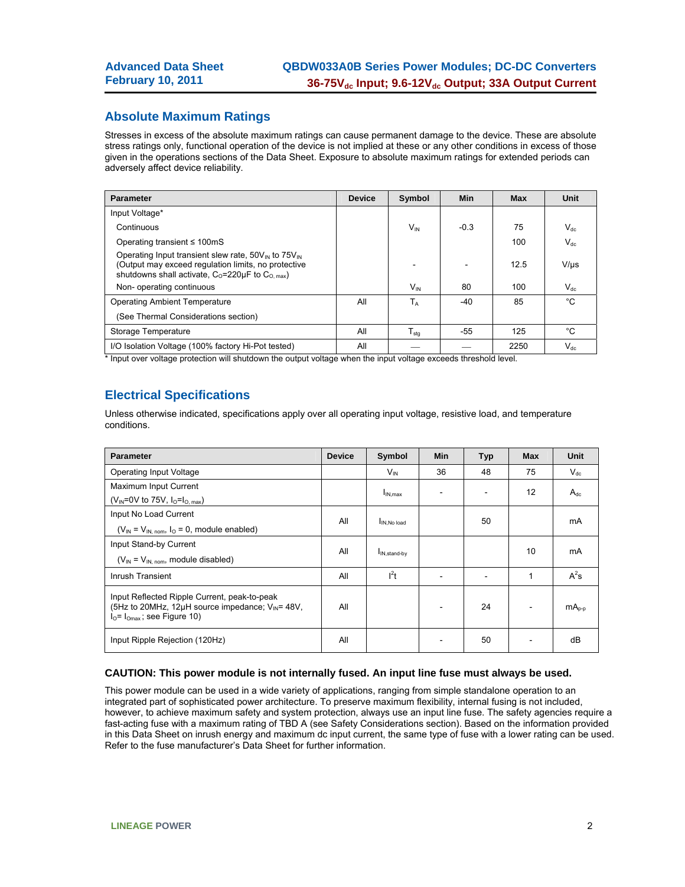## Absolute Maximum Ratings

Stresses in excess of the absolute maximum ratings can cause permanent damage to the device. These are absolute stress ratings only, functional operation of the device is not implied at these or any other conditions in excess of those given in the operations sections of the Data Sheet. Exposure to absolute maximum ratings for extended periods can adversely affect device reliability.

| Parameter | Device | Symbol | Min | Max | Unit |
|---|---|---|---|---|---|
| Input Voltage* | | | | | |
| Continuous | | $V_{IN}$ | -0.3 | 75 | $V_{dc}$ |
| Operating transient ≤ 100mS | | | | 100 | $V_{dc}$ |
| Operating Input transient slew rate, $50V_{IN}$ to $75V_{IN}$ (Output may exceed regulation limits, no protective shutdowns shall activate, $C_O$=220µF to $C_{O,\,max}$) | | - | - | 12.5 | V/µs |
| Non- operating continuous | | $V_{IN}$ | 80 | 100 | $V_{dc}$ |
| Operating Ambient Temperature (See Thermal Considerations section) | All | $T_A$ | -40 | 85 | °C |
| Storage Temperature | All | $T_{stg}$ | -55 | 125 | °C |
| I/O Isolation Voltage (100% factory Hi-Pot tested) | All | — | — | 2250 | $V_{dc}$ |

* Input over voltage protection will shutdown the output voltage when the input voltage exceeds threshold level.

## Electrical Specifications

Unless otherwise indicated, specifications apply over all operating input voltage, resistive load, and temperature conditions.

| Parameter | Device | Symbol | Min | Typ | Max | Unit |
|---|---|---|---|---|---|---|
| Operating Input Voltage | | $V_{IN}$ | 36 | 48 | 75 | $V_{dc}$ |
| Maximum Input Current ($V_{IN}$=0V to 75V, $I_O$=$I_{O,\,max}$) | | $I_{IN,max}$ | - | - | 12 | $A_{dc}$ |
| Input No Load Current ($V_{IN}$ = $V_{IN,\,nom}$, $I_O$ = 0, module enabled) | All | $I_{IN,No\ load}$ | | 50 | | mA |
| Input Stand-by Current ($V_{IN}$ = $V_{IN,\,nom}$, module disabled) | All | $I_{IN,stand\text{-}by}$ | | | 10 | mA |
| Inrush Transient | All | $I^2t$ | - | - | 1 | $A^2s$ |
| Input Reflected Ripple Current, peak-to-peak (5Hz to 20MHz, 12µH source impedance; $V_{IN}$= 48V, $I_O$= $I_{Omax}$ ; see Figure 10) | All | | - | 24 | - | $mA_{p\text{-}p}$ |
| Input Ripple Rejection (120Hz) | All | | - | 50 | - | dB |

**CAUTION: This power module is not internally fused. An input line fuse must always be used.**

This power module can be used in a wide variety of applications, ranging from simple standalone operation to an integrated part of sophisticated power architecture. To preserve maximum flexibility, internal fusing is not included, however, to achieve maximum safety and system protection, always use an input line fuse. The safety agencies require a fast-acting fuse with a maximum rating of TBD A (see Safety Considerations section). Based on the information provided in this Data Sheet on inrush energy and maximum dc input current, the same type of fuse with a lower rating can be used. Refer to the fuse manufacturer's Data Sheet for further information.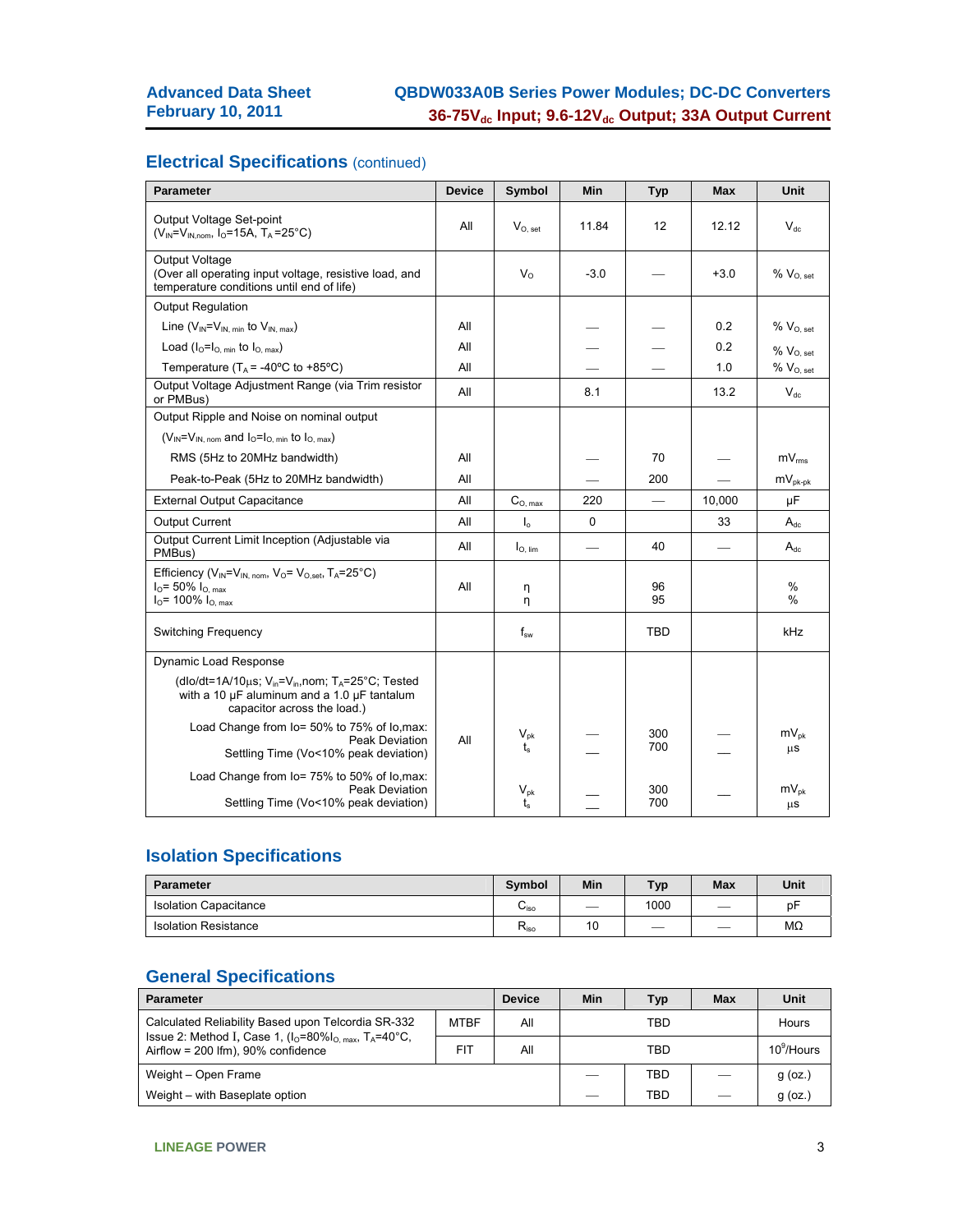## Electrical Specifications (continued)

| Parameter | Device | Symbol | Min | Typ | Max | Unit |
|---|---|---|---|---|---|---|
| Output Voltage Set-point ($V_{IN}$=$V_{IN,nom}$, $I_O$=15A, $T_A$=25°C) | All | $V_{O,\ set}$ | 11.84 | 12 | 12.12 | $V_{dc}$ |
| Output Voltage (Over all operating input voltage, resistive load, and temperature conditions until end of life) | | $V_O$ | -3.0 | — | +3.0 | % $V_{O,\ set}$ |
| Output Regulation | | | | | | |
| Line ($V_{IN}$=$V_{IN,\ min}$ to $V_{IN,\ max}$) | All | | — | — | 0.2 | % $V_{O,\ set}$ |
| Load ($I_O$=$I_{O,\ min}$ to $I_{O,\ max}$) | All | | — | — | 0.2 | % $V_{O,\ set}$ |
| Temperature ($T_A$ = -40ºC to +85ºC) | All | | — | — | 1.0 | % $V_{O,\ set}$ |
| Output Voltage Adjustment Range (via Trim resistor or PMBus) | All | | 8.1 | | 13.2 | $V_{dc}$ |
| Output Ripple and Noise on nominal output | | | | | | |
| ($V_{IN}$=$V_{IN,\ nom}$ and $I_O$=$I_{O,\ min}$ to $I_{O,\ max}$) | | | | | | |
| RMS (5Hz to 20MHz bandwidth) | All | | — | 70 | — | $mV_{rms}$ |
| Peak-to-Peak (5Hz to 20MHz bandwidth) | All | | — | 200 | — | $mV_{pk-pk}$ |
| External Output Capacitance | All | $C_{O,\ max}$ | 220 | — | 10,000 | μF |
| Output Current | All | $I_o$ | 0 | | 33 | $A_{dc}$ |
| Output Current Limit Inception (Adjustable via PMBus) | All | $I_{O,\ lim}$ | — | 40 | — | $A_{dc}$ |
| Efficiency ($V_{IN}$=$V_{IN,\ nom}$, $V_O$= $V_{O,set}$, $T_A$=25°C)<br>$I_O$= 50% $I_{O,\ max}$<br>$I_O$= 100% $I_{O,\ max}$ | All | η<br>η | | 96<br>95 | | %<br>% |
| Switching Frequency | | $f_{sw}$ | | TBD | | kHz |
| Dynamic Load Response | | | | | | |
| (dIo/dt=1A/10µs; $V_{in}$=$V_{in}$,nom; $T_A$=25°C; Tested with a 10 µF aluminum and a 1.0 µF tantalum capacitor across the load.) | | | | | | |
| Load Change from Io= 50% to 75% of Io,max: Peak Deviation<br>Settling Time (Vo<10% peak deviation) | All | $V_{pk}$<br>$t_s$ | —<br>— | 300<br>700 | — | $mV_{pk}$<br>µs |
| Load Change from Io= 75% to 50% of Io,max: Peak Deviation<br>Settling Time (Vo<10% peak deviation) | | $V_{pk}$<br>$t_s$ | —<br>— | 300<br>700 | — | $mV_{pk}$<br>µs |

## Isolation Specifications

| Parameter | Symbol | Min | Typ | Max | Unit |
|---|---|---|---|---|---|
| Isolation Capacitance | $C_{iso}$ | — | 1000 | — | pF |
| Isolation Resistance | $R_{iso}$ | 10 | — | — | MΩ |

## General Specifications

| Parameter | | Device | Min | Typ | Max | Unit |
|---|---|---|---|---|---|---|
| Calculated Reliability Based upon Telcordia SR-332 Issue 2: Method I, Case 1, ($I_O$=80%$I_{O,\ max}$, $T_A$=40°C, Airflow = 200 lfm), 90% confidence | MTBF | All | | TBD | | Hours |
| | FIT | All | | TBD | | $10^9$/Hours |
| Weight – Open Frame | | | — | TBD | — | g (oz.) |
| Weight – with Baseplate option | | | — | TBD | — | g (oz.) |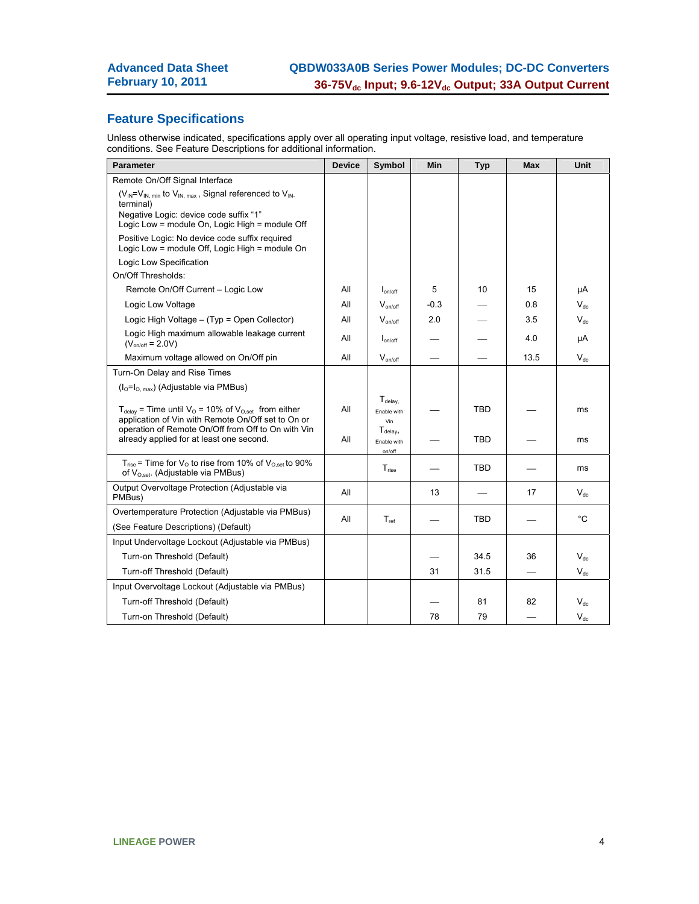## Feature Specifications

Unless otherwise indicated, specifications apply over all operating input voltage, resistive load, and temperature conditions. See Feature Descriptions for additional information.

| Parameter | Device | Symbol | Min | Typ | Max | Unit |
|---|---|---|---|---|---|---|
| Remote On/Off Signal Interface | | | | | | |
| ($V_{IN}$=$V_{IN,\,min}$ to $V_{IN,\,max}$ , Signal referenced to $V_{IN-}$ terminal) | | | | | | |
| Negative Logic: device code suffix "1" Logic Low = module On, Logic High = module Off | | | | | | |
| Positive Logic: No device code suffix required Logic Low = module Off, Logic High = module On | | | | | | |
| Logic Low Specification | | | | | | |
| On/Off Thresholds: | | | | | | |
| Remote On/Off Current – Logic Low | All | $I_{on/off}$ | 5 | 10 | 15 | μA |
| Logic Low Voltage | All | $V_{on/off}$ | -0.3 | — | 0.8 | $V_{dc}$ |
| Logic High Voltage – (Typ = Open Collector) | All | $V_{on/off}$ | 2.0 | — | 3.5 | $V_{dc}$ |
| Logic High maximum allowable leakage current ($V_{on/off}$ = 2.0V) | All | $I_{on/off}$ | — | — | 4.0 | μA |
| Maximum voltage allowed on On/Off pin | All | $V_{on/off}$ | — | — | 13.5 | $V_{dc}$ |
| Turn-On Delay and Rise Times | | | | | | |
| ($I_O$=$I_{O,\,max}$) (Adjustable via PMBus) | | | | | | |
| $T_{delay}$ = Time until $V_O$ = 10% of $V_{O,set}$ from either application of Vin with Remote On/Off set to On or | All | $T_{delay}$, Enable with Vin | — | TBD | — | ms |
| operation of Remote On/Off from Off to On with Vin already applied for at least one second. | All | $T_{delay}$, Enable with on/off | — | TBD | — | ms |
| $T_{rise}$ = Time for $V_O$ to rise from 10% of $V_{O,set}$ to 90% of $V_{O,set}$. (Adjustable via PMBus) | | $T_{rise}$ | — | TBD | — | ms |
| Output Overvoltage Protection (Adjustable via PMBus) | All | | 13 | — | 17 | $V_{dc}$ |
| Overtemperature Protection (Adjustable via PMBus) (See Feature Descriptions) (Default) | All | $T_{ref}$ | — | TBD | — | °C |
| Input Undervoltage Lockout (Adjustable via PMBus) | | | | | | |
| Turn-on Threshold (Default) | | | — | 34.5 | 36 | $V_{dc}$ |
| Turn-off Threshold (Default) | | | 31 | 31.5 | — | $V_{dc}$ |
| Input Overvoltage Lockout (Adjustable via PMBus) | | | | | | |
| Turn-off Threshold (Default) | | | — | 81 | 82 | $V_{dc}$ |
| Turn-on Threshold (Default) | | | 78 | 79 | — | $V_{dc}$ |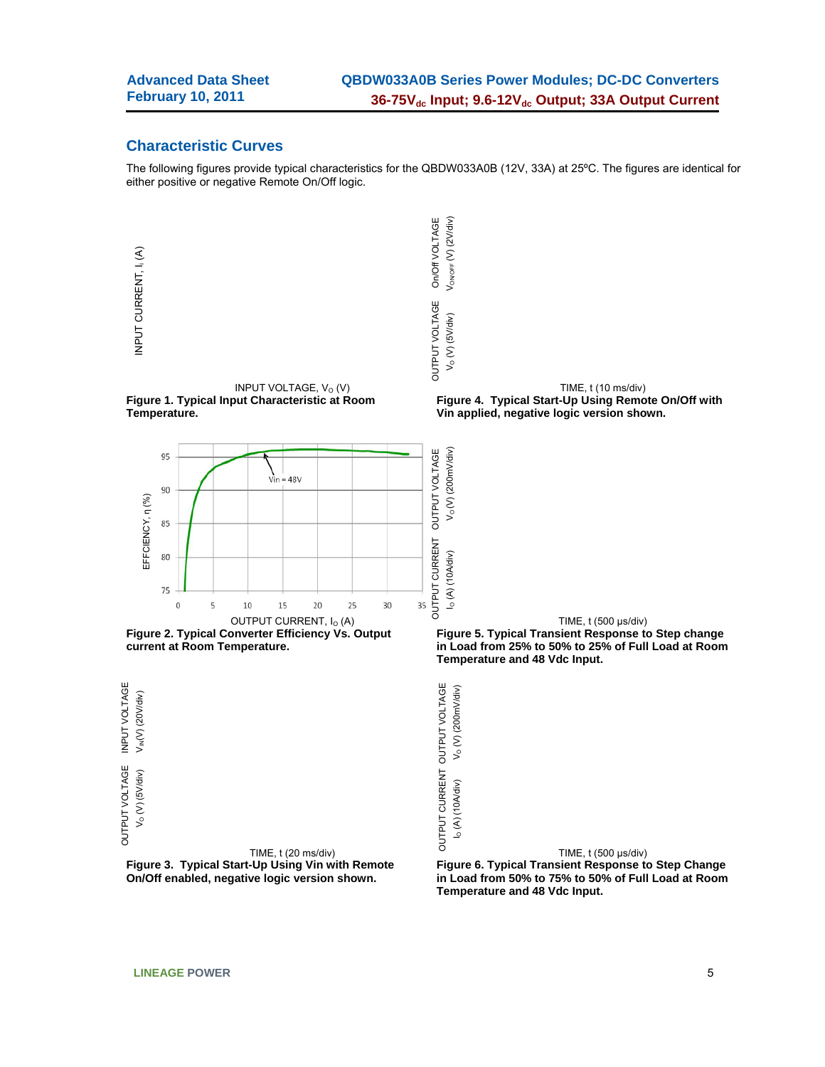## Characteristic Curves

The following figures provide typical characteristics for the QBDW033A0B (12V, 33A) at 25ºC. The figures are identical for either positive or negative Remote On/Off logic.

INPUT CURRENT, $I_I$ (A)

INPUT VOLTAGE, $V_O$ (V)

**Figure 1. Typical Input Characteristic at Room Temperature.**

On/Off VOLTAGE $V_{ON/OFF}$ (V) (2V/div)

OUTPUT VOLTAGE $V_O$ (V) (5V/div)

TIME, t (10 ms/div)

**Figure 4. Typical Start-Up Using Remote On/Off with Vin applied, negative logic version shown.**

EFFCIENCY, η (%)

Vin = 48V

OUTPUT CURRENT, $I_O$ (A)

**Figure 2. Typical Converter Efficiency Vs. Output current at Room Temperature.**

OUTPUT VOLTAGE $V_O$ (V) (200mV/div)

OUTPUT CURRENT $I_O$ (A) (10A/div)

TIME, t (500 μs/div)

**Figure 5. Typical Transient Response to Step change in Load from 25% to 50% to 25% of Full Load at Room Temperature and 48 Vdc Input.**

INPUT VOLTAGE $V_{IN}$(V) (20V/div)

OUTPUT VOLTAGE $V_O$ (V) (5V/div)

TIME, t (20 ms/div)

**Figure 3. Typical Start-Up Using Vin with Remote On/Off enabled, negative logic version shown.**

OUTPUT VOLTAGE $V_O$ (V) (200mV/div)

OUTPUT CURRENT $I_O$ (A) (10A/div)

TIME, t (500 μs/div)

**Figure 6. Typical Transient Response to Step Change in Load from 50% to 75% to 50% of Full Load at Room Temperature and 48 Vdc Input.**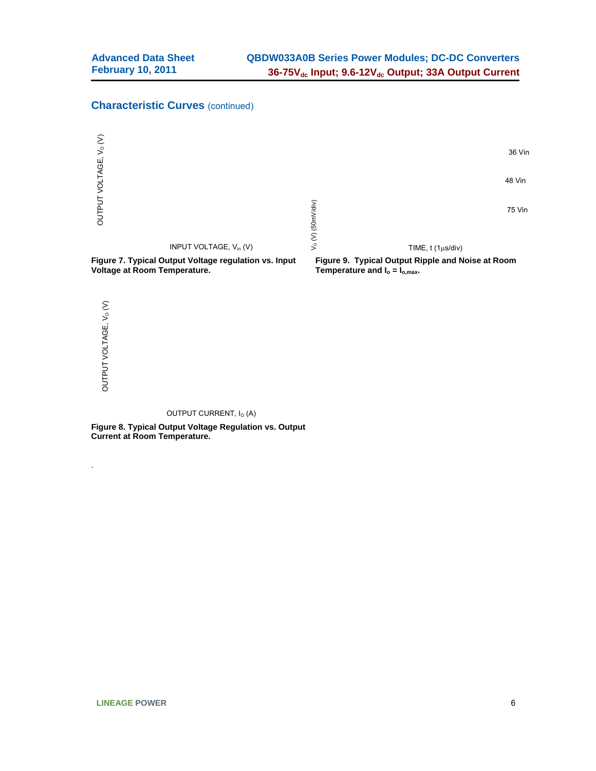## Characteristic Curves (continued)

OUTPUT VOLTAGE, $V_O$ (V)

INPUT VOLTAGE, $V_{in}$ (V)

**Figure 7. Typical Output Voltage regulation vs. Input Voltage at Room Temperature.**

36 Vin

48 Vin

75 Vin

$V_O$ (V) (50mV/div)

TIME, t (1μs/div)

**Figure 9. Typical Output Ripple and Noise at Room Temperature and $I_o = I_{o,max}$.**

OUTPUT VOLTAGE, $V_O$ (V)

OUTPUT CURRENT, $I_O$ (A)

**Figure 8. Typical Output Voltage Regulation vs. Output Current at Room Temperature.**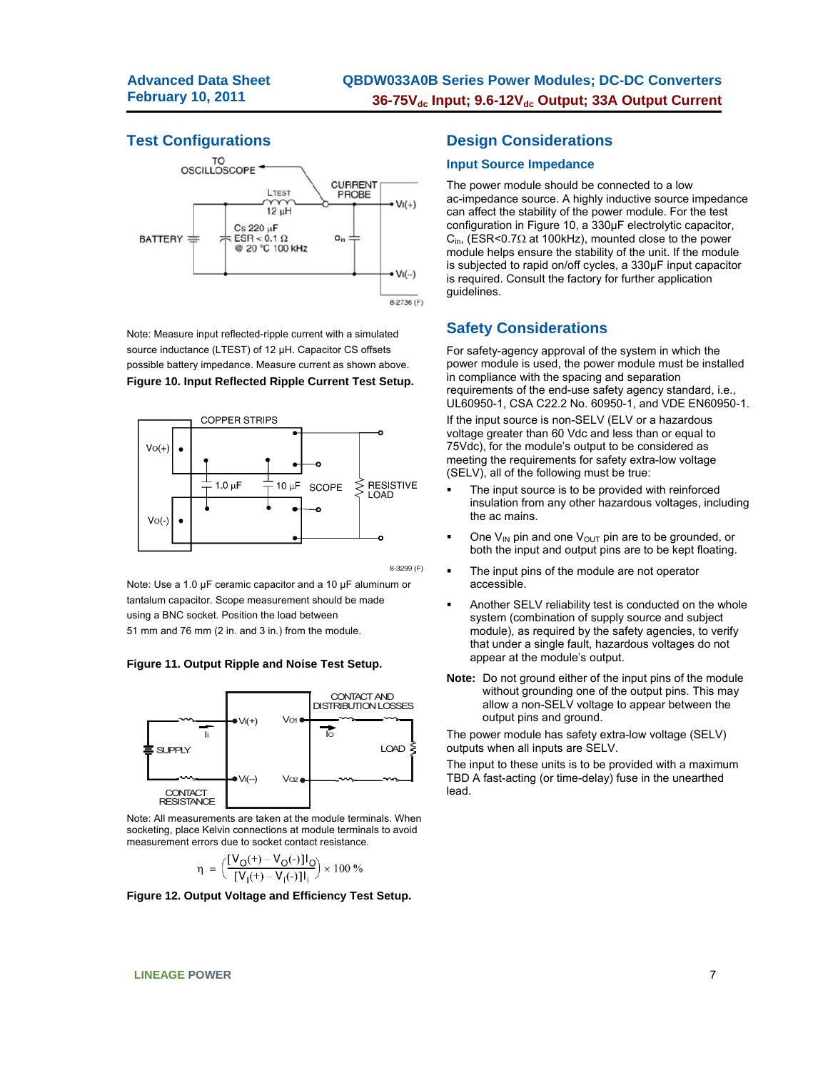## Test Configurations

Note: Measure input reflected-ripple current with a simulated source inductance (LTEST) of 12 µH. Capacitor CS offsets possible battery impedance. Measure current as shown above.

**Figure 10. Input Reflected Ripple Current Test Setup.**

Note: Use a 1.0 µF ceramic capacitor and a 10 µF aluminum or tantalum capacitor. Scope measurement should be made using a BNC socket. Position the load between 51 mm and 76 mm (2 in. and 3 in.) from the module.

**Figure 11. Output Ripple and Noise Test Setup.**

Note: All measurements are taken at the module terminals. When socketing, place Kelvin connections at module terminals to avoid measurement errors due to socket contact resistance.

$$\eta = \left( \frac{[V_O(+) - V_O(-)]I_O}{[V_I(+) - V_I(-)]I_I} \right) \times 100\ \%$$

**Figure 12. Output Voltage and Efficiency Test Setup.**

## Design Considerations

### Input Source Impedance

The power module should be connected to a low ac-impedance source. A highly inductive source impedance can affect the stability of the power module. For the test configuration in Figure 10, a 330µF electrolytic capacitor, $C_{in}$, (ESR<0.7Ω at 100kHz), mounted close to the power module helps ensure the stability of the unit. If the module is subjected to rapid on/off cycles, a 330µF input capacitor is required. Consult the factory for further application guidelines.

## Safety Considerations

For safety-agency approval of the system in which the power module is used, the power module must be installed in compliance with the spacing and separation requirements of the end-use safety agency standard, i.e., UL60950-1, CSA C22.2 No. 60950-1, and VDE EN60950-1.

If the input source is non-SELV (ELV or a hazardous voltage greater than 60 Vdc and less than or equal to 75Vdc), for the module's output to be considered as meeting the requirements for safety extra-low voltage (SELV), all of the following must be true:

- The input source is to be provided with reinforced insulation from any other hazardous voltages, including the ac mains.
- One $V_{IN}$ pin and one $V_{OUT}$ pin are to be grounded, or both the input and output pins are to be kept floating.
- The input pins of the module are not operator accessible.
- Another SELV reliability test is conducted on the whole system (combination of supply source and subject module), as required by the safety agencies, to verify that under a single fault, hazardous voltages do not appear at the module's output.

**Note:** Do not ground either of the input pins of the module without grounding one of the output pins. This may allow a non-SELV voltage to appear between the output pins and ground.

The power module has safety extra-low voltage (SELV) outputs when all inputs are SELV.

The input to these units is to be provided with a maximum TBD A fast-acting (or time-delay) fuse in the unearthed lead.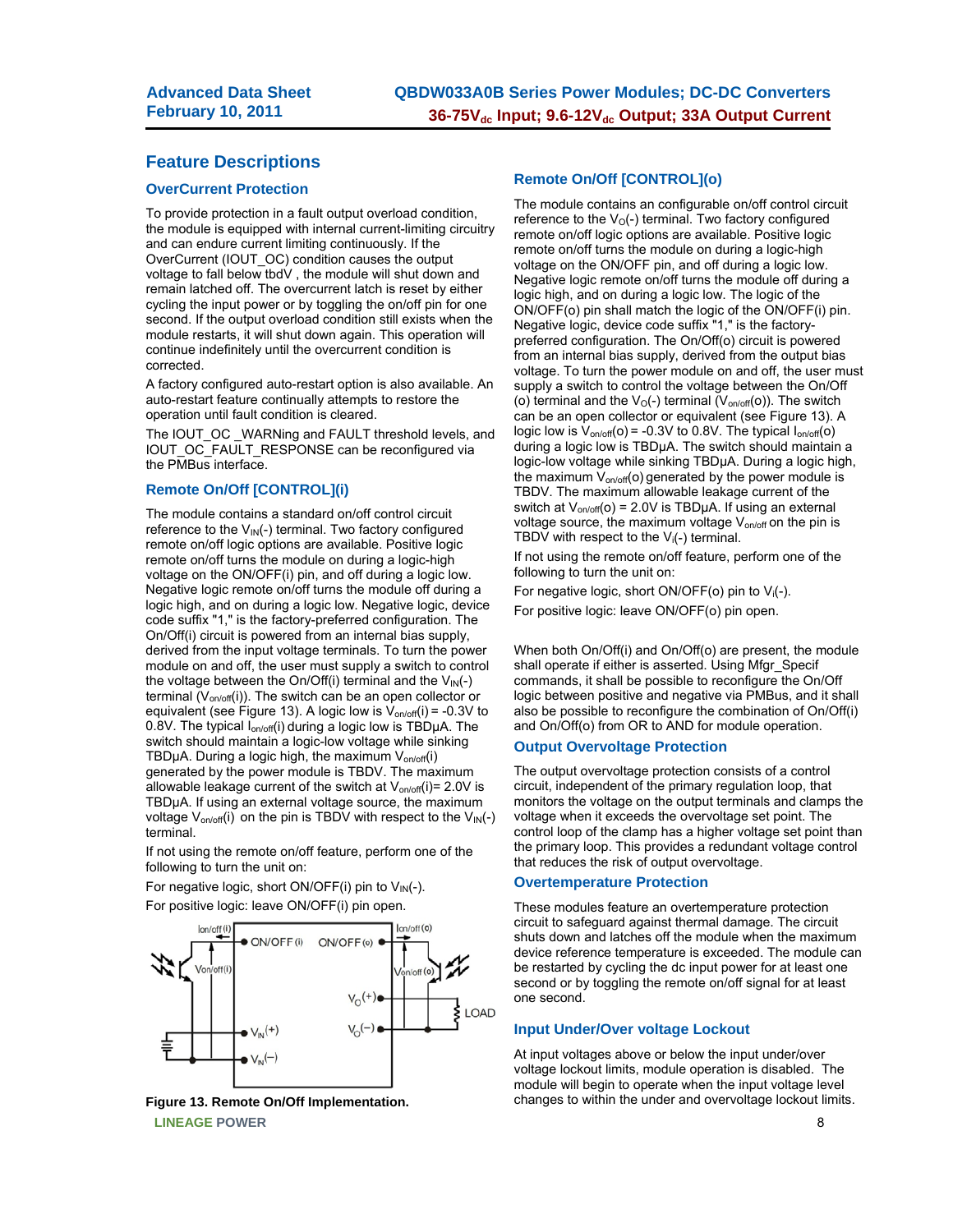## Feature Descriptions

### OverCurrent Protection

To provide protection in a fault output overload condition, the module is equipped with internal current-limiting circuitry and can endure current limiting continuously. If the OverCurrent (IOUT_OC) condition causes the output voltage to fall below tbdV , the module will shut down and remain latched off. The overcurrent latch is reset by either cycling the input power or by toggling the on/off pin for one second. If the output overload condition still exists when the module restarts, it will shut down again. This operation will continue indefinitely until the overcurrent condition is corrected.

A factory configured auto-restart option is also available. An auto-restart feature continually attempts to restore the operation until fault condition is cleared.

The IOUT_OC _WARNing and FAULT threshold levels, and IOUT_OC_FAULT_RESPONSE can be reconfigured via the PMBus interface.

### Remote On/Off [CONTROL](i)

The module contains a standard on/off control circuit reference to the $V_{IN}(-)$ terminal. Two factory configured remote on/off logic options are available. Positive logic remote on/off turns the module on during a logic-high voltage on the ON/OFF(i) pin, and off during a logic low. Negative logic remote on/off turns the module off during a logic high, and on during a logic low. Negative logic, device code suffix "1," is the factory-preferred configuration. The On/Off(i) circuit is powered from an internal bias supply, derived from the input voltage terminals. To turn the power module on and off, the user must supply a switch to control the voltage between the On/Off(i) terminal and the $V_{IN}(-)$ terminal ($V_{on/off}(i)$). The switch can be an open collector or equivalent (see Figure 13). A logic low is $V_{on/off}(i)$ = -0.3V to 0.8V. The typical $I_{on/off}(i)$ during a logic low is TBDμA. The switch should maintain a logic-low voltage while sinking TBDμA. During a logic high, the maximum $V_{on/off}(i)$ generated by the power module is TBDV. The maximum allowable leakage current of the switch at $V_{on/off}(i)$= 2.0V is TBDμA. If using an external voltage source, the maximum voltage $V_{on/off}(i)$ on the pin is TBDV with respect to the $V_{IN}(-)$ terminal.

If not using the remote on/off feature, perform one of the following to turn the unit on:

For negative logic, short ON/OFF(i) pin to $V_{IN}(-)$.

For positive logic: leave ON/OFF(i) pin open.

**Figure 13. Remote On/Off Implementation.**

### Remote On/Off [CONTROL](o)

The module contains an configurable on/off control circuit reference to the $V_O(-)$ terminal. Two factory configured remote on/off logic options are available. Positive logic remote on/off turns the module on during a logic-high voltage on the ON/OFF pin, and off during a logic low. Negative logic remote on/off turns the module off during a logic high, and on during a logic low. The logic of the ON/OFF(o) pin shall match the logic of the ON/OFF(i) pin. Negative logic, device code suffix "1," is the factory-preferred configuration. The On/Off(o) circuit is powered from an internal bias supply, derived from the output bias voltage. To turn the power module on and off, the user must supply a switch to control the voltage between the On/Off (o) terminal and the $V_O(-)$ terminal ($V_{on/off}(o)$). The switch can be an open collector or equivalent (see Figure 13). A logic low is $V_{on/off}(o)$ = -0.3V to 0.8V. The typical $I_{on/off}(o)$ during a logic low is TBDμA. The switch should maintain a logic-low voltage while sinking TBDμA. During a logic high, the maximum $V_{on/off}(o)$ generated by the power module is TBDV. The maximum allowable leakage current of the switch at $V_{on/off}(o)$ = 2.0V is TBDμA. If using an external voltage source, the maximum voltage $V_{on/off}$ on the pin is TBDV with respect to the $V_i(-)$ terminal.

If not using the remote on/off feature, perform one of the following to turn the unit on:

For negative logic, short ON/OFF(o) pin to $V_i(-)$.

For positive logic: leave ON/OFF(o) pin open.

When both On/Off(i) and On/Off(o) are present, the module shall operate if either is asserted. Using Mfgr_Specif commands, it shall be possible to reconfigure the On/Off logic between positive and negative via PMBus, and it shall also be possible to reconfigure the combination of On/Off(i) and On/Off(o) from OR to AND for module operation.

### Output Overvoltage Protection

The output overvoltage protection consists of a control circuit, independent of the primary regulation loop, that monitors the voltage on the output terminals and clamps the voltage when it exceeds the overvoltage set point. The control loop of the clamp has a higher voltage set point than the primary loop. This provides a redundant voltage control that reduces the risk of output overvoltage.

### Overtemperature Protection

These modules feature an overtemperature protection circuit to safeguard against thermal damage. The circuit shuts down and latches off the module when the maximum device reference temperature is exceeded. The module can be restarted by cycling the dc input power for at least one second or by toggling the remote on/off signal for at least one second.

### Input Under/Over voltage Lockout

At input voltages above or below the input under/over voltage lockout limits, module operation is disabled. The module will begin to operate when the input voltage level changes to within the under and overvoltage lockout limits.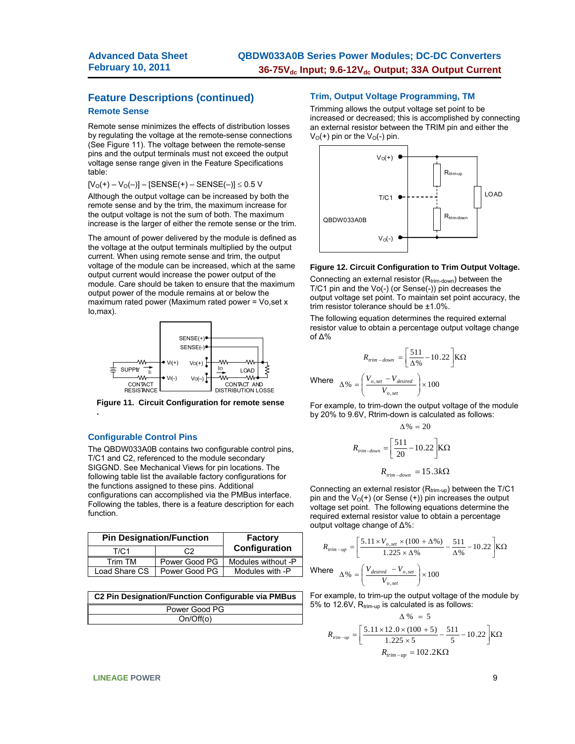## Feature Descriptions (continued)

### Remote Sense

Remote sense minimizes the effects of distribution losses by regulating the voltage at the remote-sense connections (See Figure 11). The voltage between the remote-sense pins and the output terminals must not exceed the output voltage sense range given in the Feature Specifications table:

$[V_O(+) – V_O(–)] – [SENSE(+) – SENSE(–)] \leq 0.5$ V

Although the output voltage can be increased by both the remote sense and by the trim, the maximum increase for the output voltage is not the sum of both. The maximum increase is the larger of either the remote sense or the trim.

The amount of power delivered by the module is defined as the voltage at the output terminals multiplied by the output current. When using remote sense and trim, the output voltage of the module can be increased, which at the same output current would increase the power output of the module. Care should be taken to ensure that the maximum output power of the module remains at or below the maximum rated power (Maximum rated power = Vo,set x Io,max).

**Figure 11. Circuit Configuration for remote sense**

### Configurable Control Pins

The QBDW033A0B contains two configurable control pins, T/C1 and C2, referenced to the module secondary SIGGND. See Mechanical Views for pin locations. The following table list the available factory configurations for the functions assigned to these pins. Additional configurations can accomplished via the PMBus interface. Following the tables, there is a feature description for each function.

| Pin Designation/Function | | Factory Configuration |
|---|---|---|
| T/C1 | C2 | |
| Trim TM | Power Good PG | Modules without -P |
| Load Share CS | Power Good PG | Modules with -P |

| C2 Pin Designation/Function Configurable via PMBus |
|---|
| Power Good PG |
| On/Off(o) |

### Trim, Output Voltage Programming, TM

Trimming allows the output voltage set point to be increased or decreased; this is accomplished by connecting an external resistor between the TRIM pin and either the $V_O(+)$ pin or the $V_O(-)$ pin.

**Figure 12. Circuit Configuration to Trim Output Voltage.**

Connecting an external resistor ($R_{trim-down}$) between the T/C1 pin and the Vo(-) (or Sense(-)) pin decreases the output voltage set point. To maintain set point accuracy, the trim resistor tolerance should be ±1.0%.

The following equation determines the required external resistor value to obtain a percentage output voltage change of Δ%

$$R_{trim-down} = \left[\frac{511}{\Delta\%} - 10.22\right] K\Omega$$

Where $$\Delta\% = \left(\frac{V_{o,set} - V_{desired}}{V_{o,set}}\right) \times 100$$

For example, to trim-down the output voltage of the module by 20% to 9.6V, Rtrim-down is calculated as follows:

$$\Delta\% = 20$$

$$R_{trim-down} = \left[\frac{511}{20} - 10.22\right] K\Omega$$

$$R_{trim-down} = 15.3k\Omega$$

Connecting an external resistor ($R_{trim-up}$) between the T/C1 pin and the $V_O(+)$ (or Sense (+)) pin increases the output voltage set point. The following equations determine the required external resistor value to obtain a percentage output voltage change of Δ%:

$$R_{trim-up} = \left[\frac{5.11 \times V_{o,set} \times (100 + \Delta\%)}{1.225 \times \Delta\%} - \frac{511}{\Delta\%} - 10.22\right] K\Omega$$

Where $$\Delta\% = \left(\frac{V_{desired} - V_{o,set}}{V_{o,set}}\right) \times 100$$

For example, to trim-up the output voltage of the module by 5% to 12.6V, $R_{trim-up}$ is calculated as follows:

$$\Delta\% = 5$$

$$R_{trim-up} = \left[\frac{5.11 \times 12.0 \times (100 + 5)}{1.225 \times 5} - \frac{511}{5} - 10.22\right] K\Omega$$

$$R_{trim-up} = 102.2K\Omega$$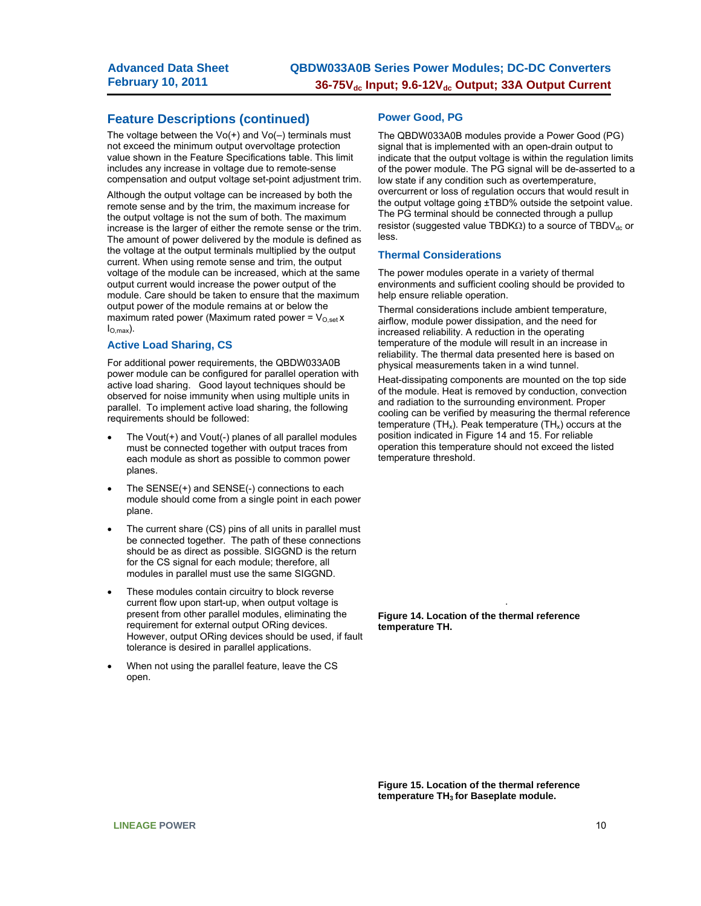## Feature Descriptions (continued)

The voltage between the Vo(+) and Vo(–) terminals must not exceed the minimum output overvoltage protection value shown in the Feature Specifications table. This limit includes any increase in voltage due to remote-sense compensation and output voltage set-point adjustment trim.

Although the output voltage can be increased by both the remote sense and by the trim, the maximum increase for the output voltage is not the sum of both. The maximum increase is the larger of either the remote sense or the trim. The amount of power delivered by the module is defined as the voltage at the output terminals multiplied by the output current. When using remote sense and trim, the output voltage of the module can be increased, which at the same output current would increase the power output of the module. Care should be taken to ensure that the maximum output power of the module remains at or below the maximum rated power (Maximum rated power = $V_{O,set}$ x $I_{O,max}$).

### Active Load Sharing, CS

For additional power requirements, the QBDW033A0B power module can be configured for parallel operation with active load sharing. Good layout techniques should be observed for noise immunity when using multiple units in parallel. To implement active load sharing, the following requirements should be followed:

- The Vout(+) and Vout(-) planes of all parallel modules must be connected together with output traces from each module as short as possible to common power planes.
- The SENSE(+) and SENSE(-) connections to each module should come from a single point in each power plane.
- The current share (CS) pins of all units in parallel must be connected together. The path of these connections should be as direct as possible. SIGGND is the return for the CS signal for each module; therefore, all modules in parallel must use the same SIGGND.
- These modules contain circuitry to block reverse current flow upon start-up, when output voltage is present from other parallel modules, eliminating the requirement for external output ORing devices. However, output ORing devices should be used, if fault tolerance is desired in parallel applications.
- When not using the parallel feature, leave the CS open.

### Power Good, PG

The QBDW033A0B modules provide a Power Good (PG) signal that is implemented with an open-drain output to indicate that the output voltage is within the regulation limits of the power module. The PG signal will be de-asserted to a low state if any condition such as overtemperature, overcurrent or loss of regulation occurs that would result in the output voltage going ±TBD% outside the setpoint value. The PG terminal should be connected through a pullup resistor (suggested value TBDKΩ) to a source of TBD$V_{dc}$ or less.

### Thermal Considerations

The power modules operate in a variety of thermal environments and sufficient cooling should be provided to help ensure reliable operation.

Thermal considerations include ambient temperature, airflow, module power dissipation, and the need for increased reliability. A reduction in the operating temperature of the module will result in an increase in reliability. The thermal data presented here is based on physical measurements taken in a wind tunnel.

Heat-dissipating components are mounted on the top side of the module. Heat is removed by conduction, convection and radiation to the surrounding environment. Proper cooling can be verified by measuring the thermal reference temperature ($TH_x$). Peak temperature ($TH_x$) occurs at the position indicated in Figure 14 and 15. For reliable operation this temperature should not exceed the listed temperature threshold.

**Figure 14. Location of the thermal reference temperature TH.**

**Figure 15. Location of the thermal reference temperature $TH_3$ for Baseplate module.**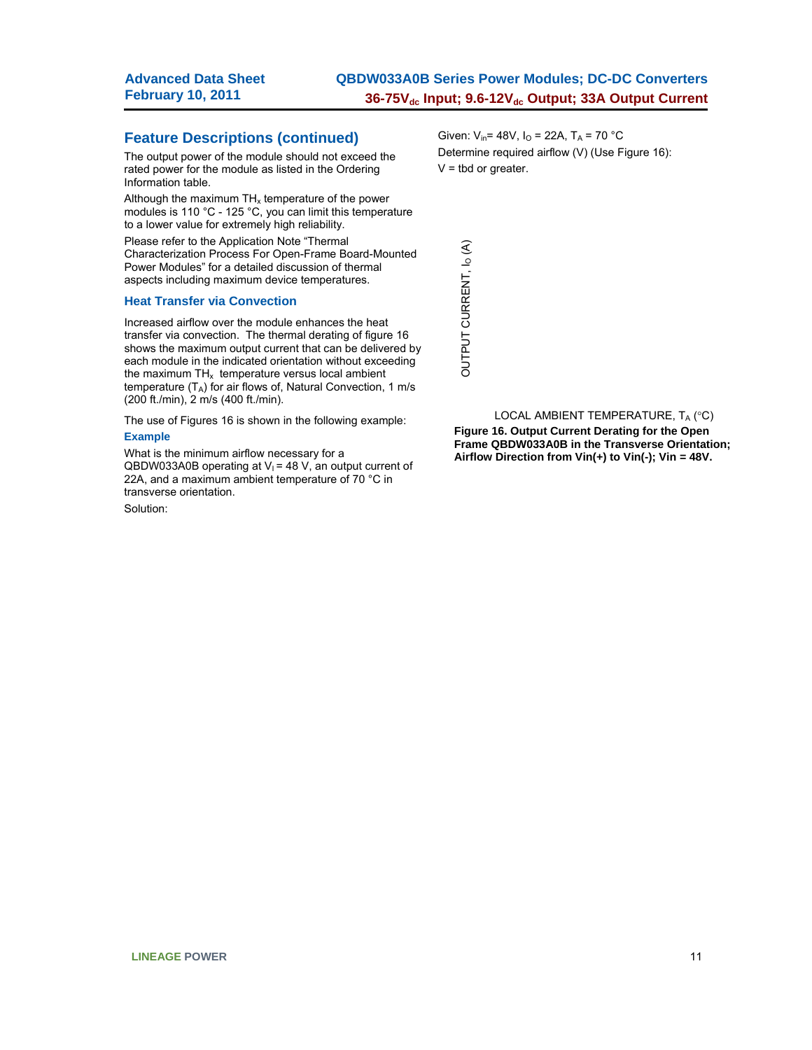## Feature Descriptions (continued)

The output power of the module should not exceed the rated power for the module as listed in the Ordering Information table.

Although the maximum $TH_x$ temperature of the power modules is 110 °C - 125 °C, you can limit this temperature to a lower value for extremely high reliability.

Please refer to the Application Note "Thermal Characterization Process For Open-Frame Board-Mounted Power Modules" for a detailed discussion of thermal aspects including maximum device temperatures.

### Heat Transfer via Convection

Increased airflow over the module enhances the heat transfer via convection. The thermal derating of figure 16 shows the maximum output current that can be delivered by each module in the indicated orientation without exceeding the maximum $TH_x$ temperature versus local ambient temperature ($T_A$) for air flows of, Natural Convection, 1 m/s (200 ft./min), 2 m/s (400 ft./min).

The use of Figures 16 is shown in the following example:

### Example

What is the minimum airflow necessary for a QBDW033A0B operating at $V_I$ = 48 V, an output current of 22A, and a maximum ambient temperature of 70 °C in transverse orientation.

Solution:

Given: $V_{in}$= 48V, $I_O$ = 22A, $T_A$ = 70 °C

Determine required airflow (V) (Use Figure 16):

V = tbd or greater.

OUTPUT CURRENT, $I_O$ (A)

LOCAL AMBIENT TEMPERATURE, $T_A$ (°C)

**Figure 16. Output Current Derating for the Open Frame QBDW033A0B in the Transverse Orientation; Airflow Direction from Vin(+) to Vin(-); Vin = 48V.**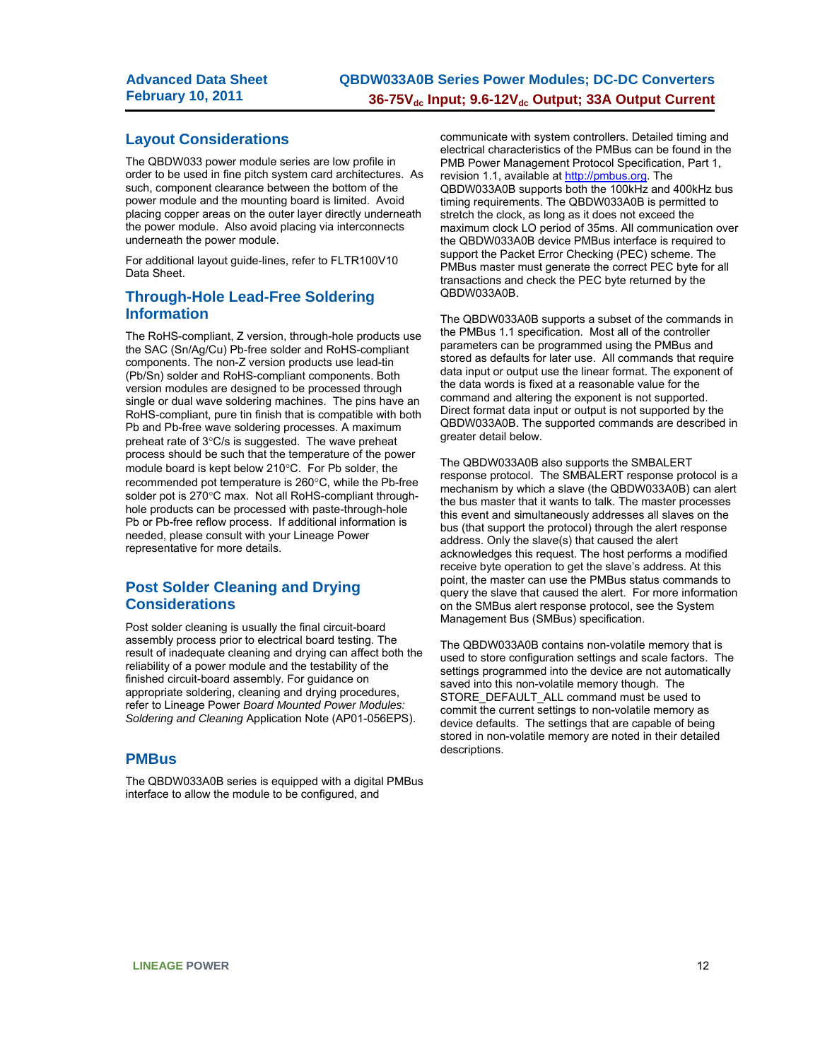## Layout Considerations

The QBDW033 power module series are low profile in order to be used in fine pitch system card architectures. As such, component clearance between the bottom of the power module and the mounting board is limited. Avoid placing copper areas on the outer layer directly underneath the power module. Also avoid placing via interconnects underneath the power module.

For additional layout guide-lines, refer to FLTR100V10 Data Sheet.

## Through-Hole Lead-Free Soldering Information

The RoHS-compliant, Z version, through-hole products use the SAC (Sn/Ag/Cu) Pb-free solder and RoHS-compliant components. The non-Z version products use lead-tin (Pb/Sn) solder and RoHS-compliant components. Both version modules are designed to be processed through single or dual wave soldering machines. The pins have an RoHS-compliant, pure tin finish that is compatible with both Pb and Pb-free wave soldering processes. A maximum preheat rate of 3°C/s is suggested. The wave preheat process should be such that the temperature of the power module board is kept below 210°C. For Pb solder, the recommended pot temperature is 260°C, while the Pb-free solder pot is 270°C max. Not all RoHS-compliant through-hole products can be processed with paste-through-hole Pb or Pb-free reflow process. If additional information is needed, please consult with your Lineage Power representative for more details.

## Post Solder Cleaning and Drying Considerations

Post solder cleaning is usually the final circuit-board assembly process prior to electrical board testing. The result of inadequate cleaning and drying can affect both the reliability of a power module and the testability of the finished circuit-board assembly. For guidance on appropriate soldering, cleaning and drying procedures, refer to Lineage Power *Board Mounted Power Modules: Soldering and Cleaning* Application Note (AP01-056EPS).

## PMBus

The QBDW033A0B series is equipped with a digital PMBus interface to allow the module to be configured, and communicate with system controllers. Detailed timing and electrical characteristics of the PMBus can be found in the PMB Power Management Protocol Specification, Part 1, revision 1.1, available at http://pmbus.org. The QBDW033A0B supports both the 100kHz and 400kHz bus timing requirements. The QBDW033A0B is permitted to stretch the clock, as long as it does not exceed the maximum clock LO period of 35ms. All communication over the QBDW033A0B device PMBus interface is required to support the Packet Error Checking (PEC) scheme. The PMBus master must generate the correct PEC byte for all transactions and check the PEC byte returned by the QBDW033A0B.

The QBDW033A0B supports a subset of the commands in the PMBus 1.1 specification. Most all of the controller parameters can be programmed using the PMBus and stored as defaults for later use. All commands that require data input or output use the linear format. The exponent of the data words is fixed at a reasonable value for the command and altering the exponent is not supported. Direct format data input or output is not supported by the QBDW033A0B. The supported commands are described in greater detail below.

The QBDW033A0B also supports the SMBALERT response protocol. The SMBALERT response protocol is a mechanism by which a slave (the QBDW033A0B) can alert the bus master that it wants to talk. The master processes this event and simultaneously addresses all slaves on the bus (that support the protocol) through the alert response address. Only the slave(s) that caused the alert acknowledges this request. The host performs a modified receive byte operation to get the slave's address. At this point, the master can use the PMBus status commands to query the slave that caused the alert. For more information on the SMBus alert response protocol, see the System Management Bus (SMBus) specification.

The QBDW033A0B contains non-volatile memory that is used to store configuration settings and scale factors. The settings programmed into the device are not automatically saved into this non-volatile memory though. The STORE_DEFAULT_ALL command must be used to commit the current settings to non-volatile memory as device defaults. The settings that are capable of being stored in non-volatile memory are noted in their detailed descriptions.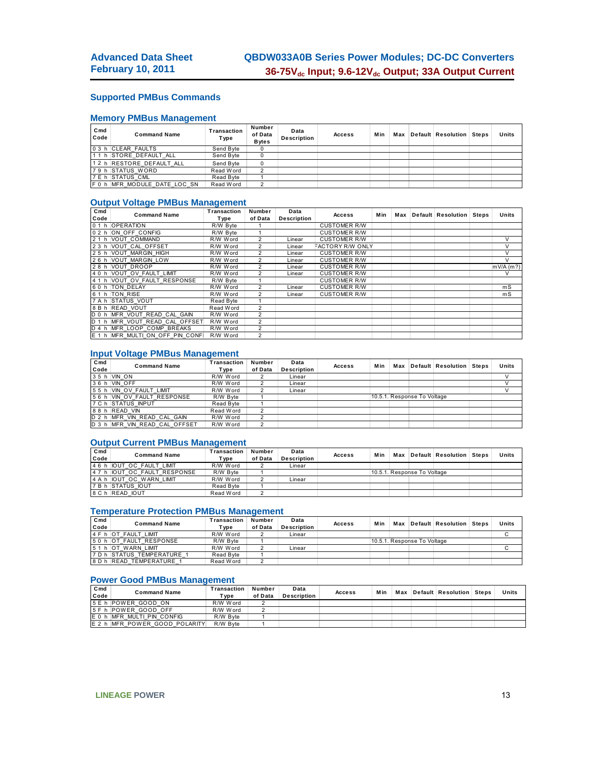## Supported PMBus Commands

### Memory PMBus Management

| Cmd Code | Command Name | Transaction Type | Number of Data Bytes | Data Description | Access | Min | Max | Default | Resolution | Steps | Units |
|---|---|---|---|---|---|---|---|---|---|---|---|
| 03 h | CLEAR_FAULTS | Send Byte | 0 | | | | | | | | |
| 11 h | STORE_DEFAULT_ALL | Send Byte | 0 | | | | | | | | |
| 12 h | RESTORE_DEFAULT_ALL | Send Byte | 0 | | | | | | | | |
| 79 h | STATUS_WORD | Read Word | 2 | | | | | | | | |
| 7E h | STATUS_CML | Read Byte | 1 | | | | | | | | |
| F0 h | MFR_MODULE_DATE_LOC_SN | Read Word | 2 | | | | | | | | |

### Output Voltage PMBus Management

| Cmd Code | Command Name | Transaction Type | Number of Data | Data Description | Access | Min | Max | Default | Resolution | Steps | Units |
|---|---|---|---|---|---|---|---|---|---|---|---|
| 01 h | OPERATION | R/W Byte | 1 | | CUSTOMER R/W | | | | | | |
| 02 h | ON_OFF_CONFIG | R/W Byte | 1 | | CUSTOMER R/W | | | | | | |
| 21 h | VOUT_COMMAND | R/W Word | 2 | Linear | CUSTOMER R/W | | | | | | V |
| 23 h | VOUT_CAL_OFFSET | R/W Word | 2 | Linear | FACTORY R/W ONLY | | | | | | V |
| 25 h | VOUT_MARGIN_HIGH | R/W Word | 2 | Linear | CUSTOMER R/W | | | | | | V |
| 26 h | VOUT_MARGIN_LOW | R/W Word | 2 | Linear | CUSTOMER R/W | | | | | | V |
| 28 h | VOUT_DROOP | R/W Word | 2 | Linear | CUSTOMER R/W | | | | | | mV/A (m?) |
| 40 h | VOUT_OV_FAULT_LIMIT | R/W Word | 2 | Linear | CUSTOMER R/W | | | | | | V |
| 41 h | VOUT_OV_FAULT_RESPONSE | R/W Byte | 1 | | CUSTOMER R/W | | | | | | |
| 60 h | TON_DELAY | R/W Word | 2 | Linear | CUSTOMER R/W | | | | | | mS |
| 61 h | TON_RISE | R/W Word | 2 | Linear | CUSTOMER R/W | | | | | | mS |
| 7A h | STATUS_VOUT | Read Byte | 1 | | | | | | | | |
| 8B h | READ_VOUT | Read Word | 2 | | | | | | | | |
| D0 h | MFR_VOUT_READ_CAL_GAIN | R/W Word | 2 | | | | | | | | |
| D1 h | MFR_VOUT_READ_CAL_OFFSET | R/W Word | 2 | | | | | | | | |
| D4 h | MFR_LOOP_COMP_BREAKS | R/W Word | 2 | | | | | | | | |
| E1 h | MFR_MULTI_ON_OFF_PIN_CONFI | R/W Word | 2 | | | | | | | | |

### Input Voltage PMBus Management

| Cmd Code | Command Name | Transaction Type | Number of Data | Data Description | Access | Min | Max | Default | Resolution | Steps | Units |
|---|---|---|---|---|---|---|---|---|---|---|---|
| 35 h | VIN_ON | R/W Word | 2 | Linear | | | | | | | V |
| 36 h | VIN_OFF | R/W Word | 2 | Linear | | | | | | | V |
| 55 h | VIN_OV_FAULT_LIMIT | R/W Word | 2 | Linear | | | | | | | V |
| 56 h | VIN_OV_FAULT_RESPONSE | R/W Byte | 1 | | | 10.5.1. Response To Voltage | | | | | |
| 7C h | STATUS_INPUT | Read Byte | 1 | | | | | | | | |
| 88 h | READ_VIN | Read Word | 2 | | | | | | | | |
| D2 h | MFR_VIN_READ_CAL_GAIN | R/W Word | 2 | | | | | | | | |
| D3 h | MFR_VIN_READ_CAL_OFFSET | R/W Word | 2 | | | | | | | | |

### Output Current PMBus Management

| Cmd Code | Command Name | Transaction Type | Number of Data | Data Description | Access | Min | Max | Default | Resolution | Steps | Units |
|---|---|---|---|---|---|---|---|---|---|---|---|
| 46 h | IOUT_OC_FAULT_LIMIT | R/W Word | 2 | Linear | | | | | | | |
| 47 h | IOUT_OC_FAULT_RESPONSE | R/W Byte | 1 | | | 10.5.1. Response To Voltage | | | | | |
| 4A h | IOUT_OC_WARN_LIMIT | R/W Word | 2 | Linear | | | | | | | |
| 7B h | STATUS_IOUT | Read Byte | 1 | | | | | | | | |
| 8C h | READ_IOUT | Read Word | 2 | | | | | | | | |

### Temperature Protection PMBus Management

| Cmd Code | Command Name | Transaction Type | Number of Data | Data Description | Access | Min | Max | Default | Resolution | Steps | Units |
|---|---|---|---|---|---|---|---|---|---|---|---|
| 4F h | OT_FAULT_LIMIT | R/W Word | 2 | Linear | | | | | | | C |
| 50 h | OT_FAULT_RESPONSE | R/W Byte | 1 | | | 10.5.1. Response To Voltage | | | | | |
| 51 h | OT_WARN_LIMIT | R/W Word | 2 | Linear | | | | | | | C |
| 7D h | STATUS_TEMPERATURE_1 | Read Byte | 1 | | | | | | | | |
| 8D h | READ_TEMPERATURE_1 | Read Word | 2 | | | | | | | | |

### Power Good PMBus Management

| Cmd Code | Command Name | Transaction Type | Number of Data | Data Description | Access | Min | Max | Default | Resolution | Steps | Units |
|---|---|---|---|---|---|---|---|---|---|---|---|
| 5E h | POWER_GOOD_ON | R/W Word | 2 | | | | | | | | |
| 5F h | POWER_GOOD_OFF | R/W Word | 2 | | | | | | | | |
| E0 h | MFR_MULTI_PIN_CONFIG | R/W Byte | 1 | | | | | | | | |
| E2 h | MFR_POWER_GOOD_POLARITY | R/W Byte | 1 | | | | | | | | |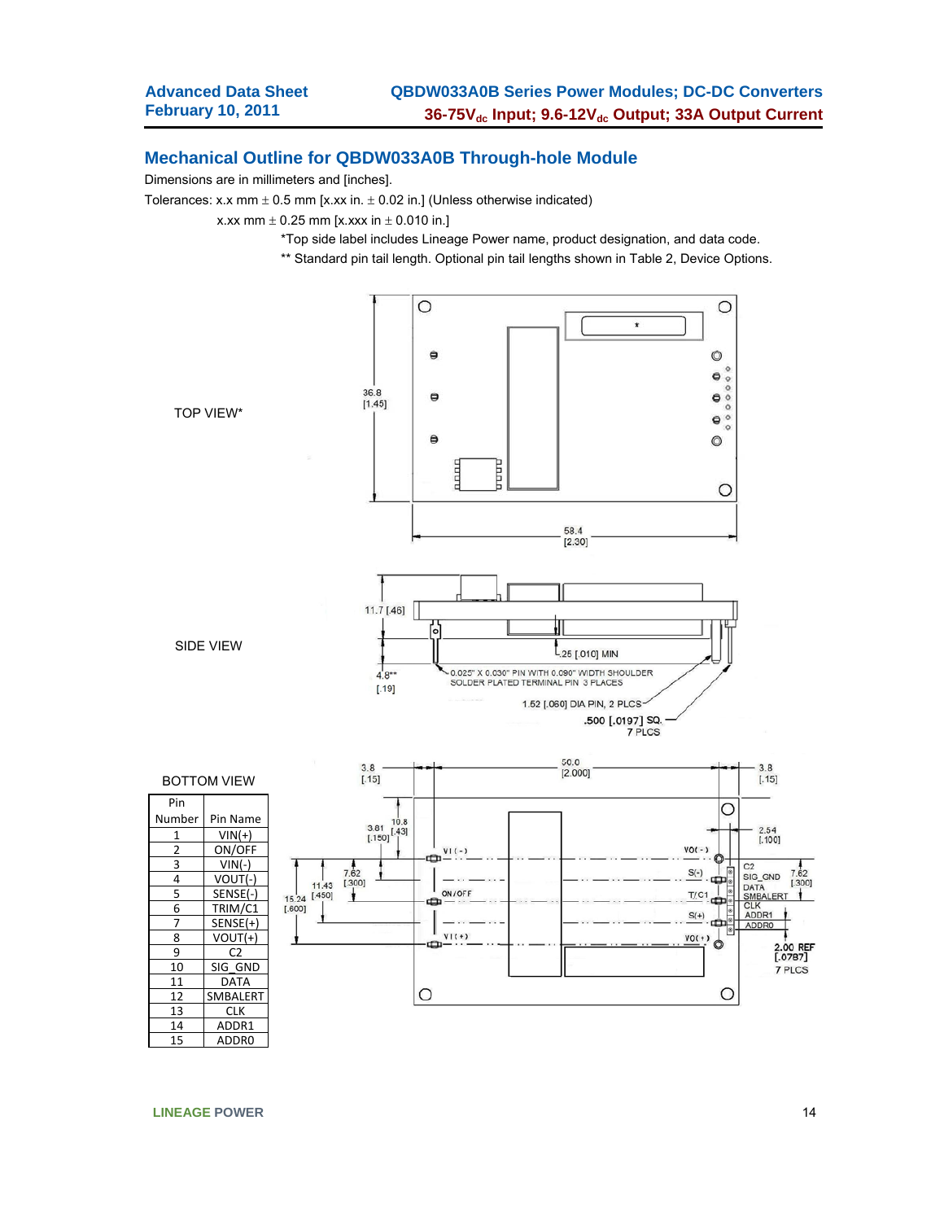## Mechanical Outline for QBDW033A0B Through-hole Module

Dimensions are in millimeters and [inches].

Tolerances: x.x mm ± 0.5 mm [x.xx in. ± 0.02 in.] (Unless otherwise indicated)

x.xx mm ± 0.25 mm [x.xxx in ± 0.010 in.]

*Top side label includes Lineage Power name, product designation, and data code.

** Standard pin tail length. Optional pin tail lengths shown in Table 2, Device Options.

TOP VIEW*

SIDE VIEW

BOTTOM VIEW

| Pin Number | Pin Name |
|---|---|
| 1 | VIN(+) |
| 2 | ON/OFF |
| 3 | VIN(-) |
| 4 | VOUT(-) |
| 5 | SENSE(-) |
| 6 | TRIM/C1 |
| 7 | SENSE(+) |
| 8 | VOUT(+) |
| 9 | C2 |
| 10 | SIG_GND |
| 11 | DATA |
| 12 | SMBALERT |
| 13 | CLK |
| 14 | ADDR1 |
| 15 | ADDR0 |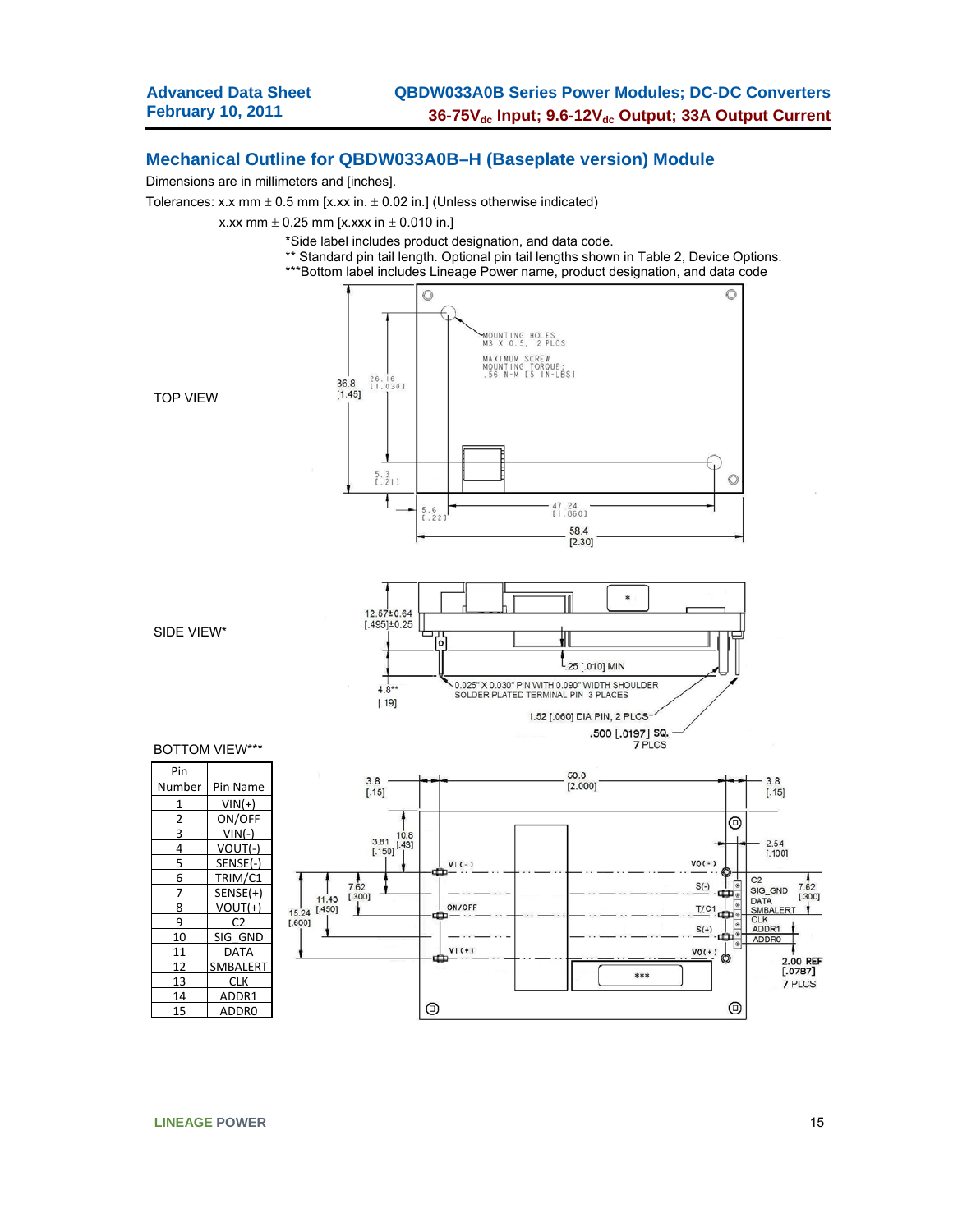## Mechanical Outline for QBDW033A0B–H (Baseplate version) Module

Dimensions are in millimeters and [inches].

Tolerances: x.x mm ± 0.5 mm [x.xx in. ± 0.02 in.] (Unless otherwise indicated)

x.xx mm ± 0.25 mm [x.xxx in ± 0.010 in.]

*Side label includes product designation, and data code.

** Standard pin tail length. Optional pin tail lengths shown in Table 2, Device Options.

***Bottom label includes Lineage Power name, product designation, and data code

TOP VIEW

SIDE VIEW*

BOTTOM VIEW***

| Pin Number | Pin Name |
|---|---|
| 1 | VIN(+) |
| 2 | ON/OFF |
| 3 | VIN(-) |
| 4 | VOUT(-) |
| 5 | SENSE(-) |
| 6 | TRIM/C1 |
| 7 | SENSE(+) |
| 8 | VOUT(+) |
| 9 | C2 |
| 10 | SIG_GND |
| 11 | DATA |
| 12 | SMBALERT |
| 13 | CLK |
| 14 | ADDR1 |
| 15 | ADDR0 |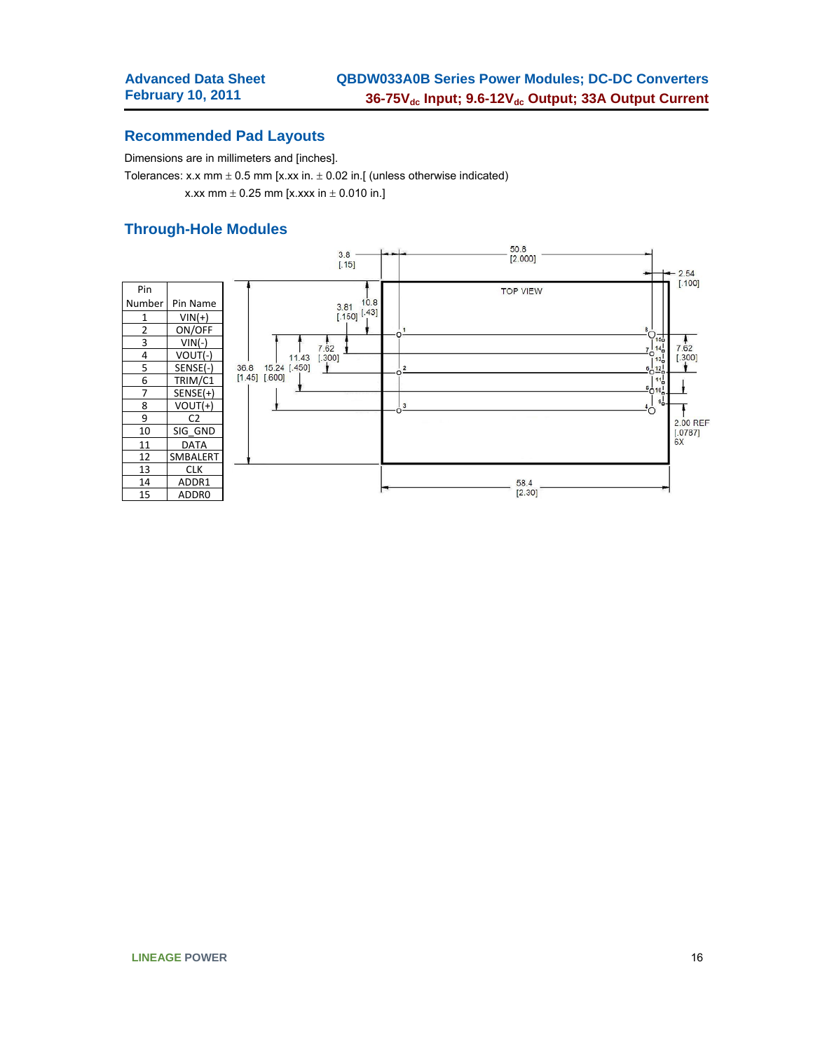## Recommended Pad Layouts

Dimensions are in millimeters and [inches].

Tolerances: x.x mm ± 0.5 mm [x.xx in. ± 0.02 in.[ (unless otherwise indicated)

x.xx mm ± 0.25 mm [x.xxx in ± 0.010 in.]

## Through-Hole Modules

| Pin Number | Pin Name |
|---|---|
| 1 | VIN(+) |
| 2 | ON/OFF |
| 3 | VIN(-) |
| 4 | VOUT(-) |
| 5 | SENSE(-) |
| 6 | TRIM/C1 |
| 7 | SENSE(+) |
| 8 | VOUT(+) |
| 9 | C2 |
| 10 | SIG_GND |
| 11 | DATA |
| 12 | SMBALERT |
| 13 | CLK |
| 14 | ADDR1 |
| 15 | ADDR0 |

TOP VIEW

3.8 [.15]; 50.8 [2.000]; 2.54 [.100]; 3.81 [.150]; 10.8 [.43]; 7.62 [.300]; 11.43 [.450]; 15.24 [.600]; 36.8 [1.45]; 7.62 [.300]; 2.00 REF [.0787] 6X; 58.4 [2.30]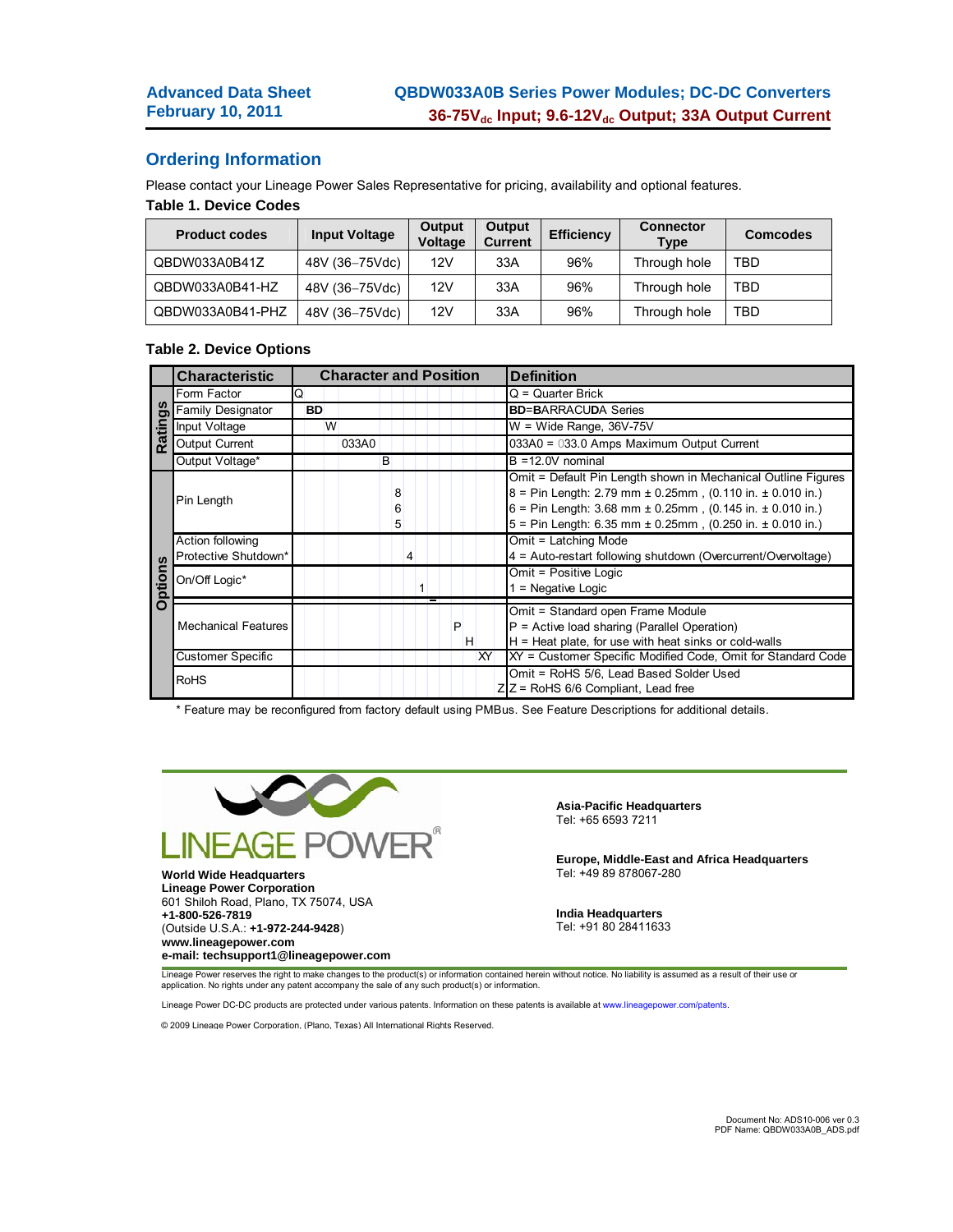## Ordering Information

Please contact your Lineage Power Sales Representative for pricing, availability and optional features.

**Table 1. Device Codes**

| Product codes | Input Voltage | Output Voltage | Output Current | Efficiency | Connector Type | Comcodes |
|---|---|---|---|---|---|---|
| QBDW033A0B41Z | 48V (36−75Vdc) | 12V | 33A | 96% | Through hole | TBD |
| QBDW033A0B41-HZ | 48V (36−75Vdc) | 12V | 33A | 96% | Through hole | TBD |
| QBDW033A0B41-PHZ | 48V (36−75Vdc) | 12V | 33A | 96% | Through hole | TBD |

**Table 2. Device Options**

| | Characteristic | Character and Position | Definition |
|---|---|---|---|
| Ratings | Form Factor | Q | Q = Quarter Brick |
| | Family Designator | BD | BD=BARRACUDA Series |
| | Input Voltage | W | W = Wide Range, 36V-75V |
| | Output Current | 033A0 | 033A0 = 033.0 Amps Maximum Output Current |
| | Output Voltage* | B | B =12.0V nominal |
| Options | Pin Length | 8<br>6<br>5 | Omit = Default Pin Length shown in Mechanical Outline Figures<br>8 = Pin Length: 2.79 mm ± 0.25mm , (0.110 in. ± 0.010 in.)<br>6 = Pin Length: 3.68 mm ± 0.25mm , (0.145 in. ± 0.010 in.)<br>5 = Pin Length: 6.35 mm ± 0.25mm , (0.250 in. ± 0.010 in.) |
| | Action following Protective Shutdown* | 4 | Omit = Latching Mode<br>4 = Auto-restart following shutdown (Overcurrent/Overvoltage) |
| | On/Off Logic* | 1 | Omit = Positive Logic<br>1 = Negative Logic |
| | | - | |
| | Mechanical Features | P<br>H | Omit = Standard open Frame Module<br>P = Active load sharing (Parallel Operation)<br>H = Heat plate, for use with heat sinks or cold-walls |
| | Customer Specific | XY | XY = Customer Specific Modified Code, Omit for Standard Code |
| | RoHS | Z | Omit = RoHS 5/6, Lead Based Solder Used<br>Z = RoHS 6/6 Compliant, Lead free |

\* Feature may be reconfigured from factory default using PMBus. See Feature Descriptions for additional details.

LINEAGE POWER®

**World Wide Headquarters**
**Lineage Power Corporation**
601 Shiloh Road, Plano, TX 75074, USA
**+1-800-526-7819**
(Outside U.S.A.: **+1-972-244-9428**)
**www.lineagepower.com**
**e-mail: techsupport1@lineagepower.com**

**Asia-Pacific Headquarters**
Tel: +65 6593 7211

**Europe, Middle-East and Africa Headquarters**
Tel: +49 89 878067-280

**India Headquarters**
Tel: +91 80 28411633

Lineage Power reserves the right to make changes to the product(s) or information contained herein without notice. No liability is assumed as a result of their use or application. No rights under any patent accompany the sale of any such product(s) or information.

Lineage Power DC-DC products are protected under various patents. Information on these patents is available at www.lineagepower.com/patents.

© 2009 Lineage Power Corporation, (Plano, Texas) All International Rights Reserved.

Document No: ADS10-006 ver 0.3
PDF Name: QBDW033A0B_ADS.pdf